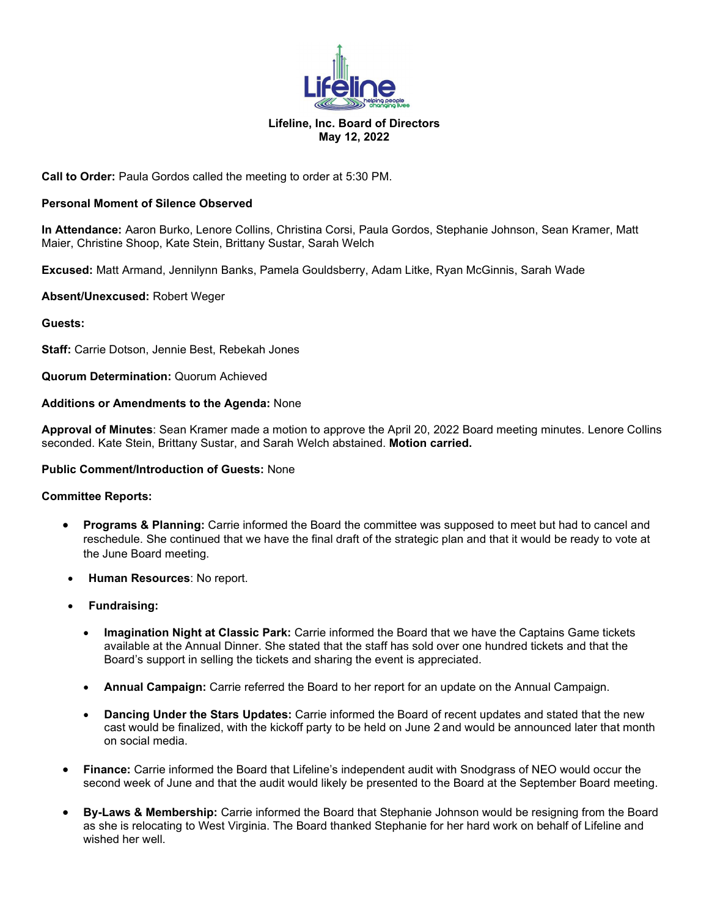**Lifeline, Inc. Board of Directors**
**May 12, 2022**

**Call to Order:** Paula Gordos called the meeting to order at 5:30 PM.

**Personal Moment of Silence Observed**

**In Attendance:** Aaron Burko, Lenore Collins, Christina Corsi, Paula Gordos, Stephanie Johnson, Sean Kramer, Matt Maier, Christine Shoop, Kate Stein, Brittany Sustar, Sarah Welch

**Excused:** Matt Armand, Jennilynn Banks, Pamela Gouldsberry, Adam Litke, Ryan McGinnis, Sarah Wade

**Absent/Unexcused:** Robert Weger

**Guests:**

**Staff:** Carrie Dotson, Jennie Best, Rebekah Jones

**Quorum Determination:** Quorum Achieved

**Additions or Amendments to the Agenda:** None

**Approval of Minutes**: Sean Kramer made a motion to approve the April 20, 2022 Board meeting minutes. Lenore Collins seconded. Kate Stein, Brittany Sustar, and Sarah Welch abstained. **Motion carried.**

**Public Comment/Introduction of Guests:** None

**Committee Reports:**

- **Programs & Planning:** Carrie informed the Board the committee was supposed to meet but had to cancel and reschedule. She continued that we have the final draft of the strategic plan and that it would be ready to vote at the June Board meeting.
- **Human Resources**: No report.
- **Fundraising:**
  - **Imagination Night at Classic Park:** Carrie informed the Board that we have the Captains Game tickets available at the Annual Dinner. She stated that the staff has sold over one hundred tickets and that the Board's support in selling the tickets and sharing the event is appreciated.
  - **Annual Campaign:** Carrie referred the Board to her report for an update on the Annual Campaign.
  - **Dancing Under the Stars Updates:** Carrie informed the Board of recent updates and stated that the new cast would be finalized, with the kickoff party to be held on June 2 and would be announced later that month on social media.
- **Finance:** Carrie informed the Board that Lifeline's independent audit with Snodgrass of NEO would occur the second week of June and that the audit would likely be presented to the Board at the September Board meeting.
- **By-Laws & Membership:** Carrie informed the Board that Stephanie Johnson would be resigning from the Board as she is relocating to West Virginia. The Board thanked Stephanie for her hard work on behalf of Lifeline and wished her well.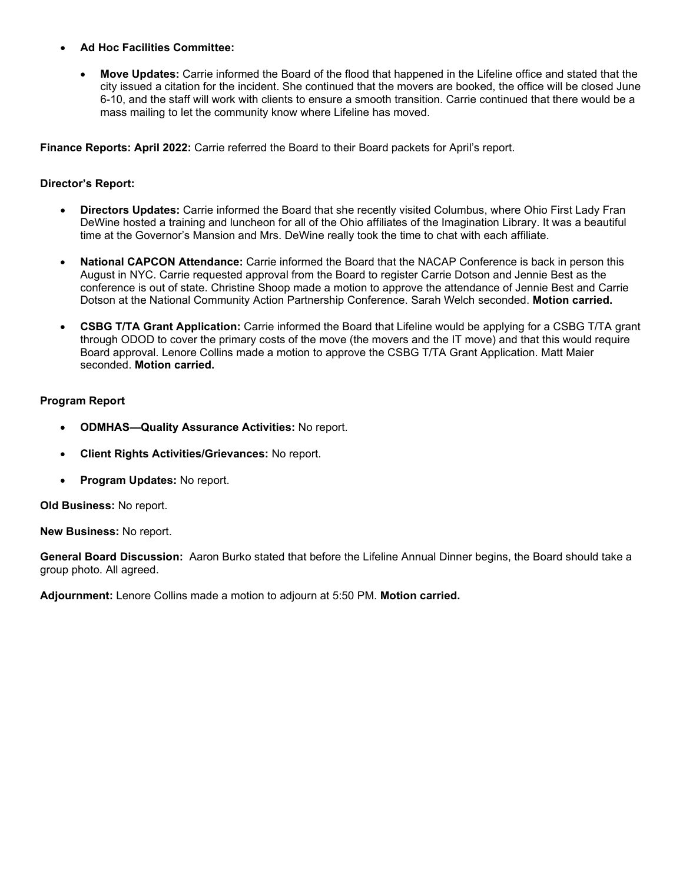- **Ad Hoc Facilities Committee:**
  - **Move Updates:** Carrie informed the Board of the flood that happened in the Lifeline office and stated that the city issued a citation for the incident. She continued that the movers are booked, the office will be closed June 6-10, and the staff will work with clients to ensure a smooth transition. Carrie continued that there would be a mass mailing to let the community know where Lifeline has moved.

**Finance Reports: April 2022:** Carrie referred the Board to their Board packets for April's report.

**Director's Report:**

- **Directors Updates:** Carrie informed the Board that she recently visited Columbus, where Ohio First Lady Fran DeWine hosted a training and luncheon for all of the Ohio affiliates of the Imagination Library. It was a beautiful time at the Governor's Mansion and Mrs. DeWine really took the time to chat with each affiliate.
- **National CAPCON Attendance:** Carrie informed the Board that the NACAP Conference is back in person this August in NYC. Carrie requested approval from the Board to register Carrie Dotson and Jennie Best as the conference is out of state. Christine Shoop made a motion to approve the attendance of Jennie Best and Carrie Dotson at the National Community Action Partnership Conference. Sarah Welch seconded. **Motion carried.**
- **CSBG T/TA Grant Application:** Carrie informed the Board that Lifeline would be applying for a CSBG T/TA grant through ODOD to cover the primary costs of the move (the movers and the IT move) and that this would require Board approval. Lenore Collins made a motion to approve the CSBG T/TA Grant Application. Matt Maier seconded. **Motion carried.**

**Program Report**

- **ODMHAS—Quality Assurance Activities:** No report.
- **Client Rights Activities/Grievances:** No report.
- **Program Updates:** No report.

**Old Business:** No report.

**New Business:** No report.

**General Board Discussion:** Aaron Burko stated that before the Lifeline Annual Dinner begins, the Board should take a group photo. All agreed.

**Adjournment:** Lenore Collins made a motion to adjourn at 5:50 PM. **Motion carried.**